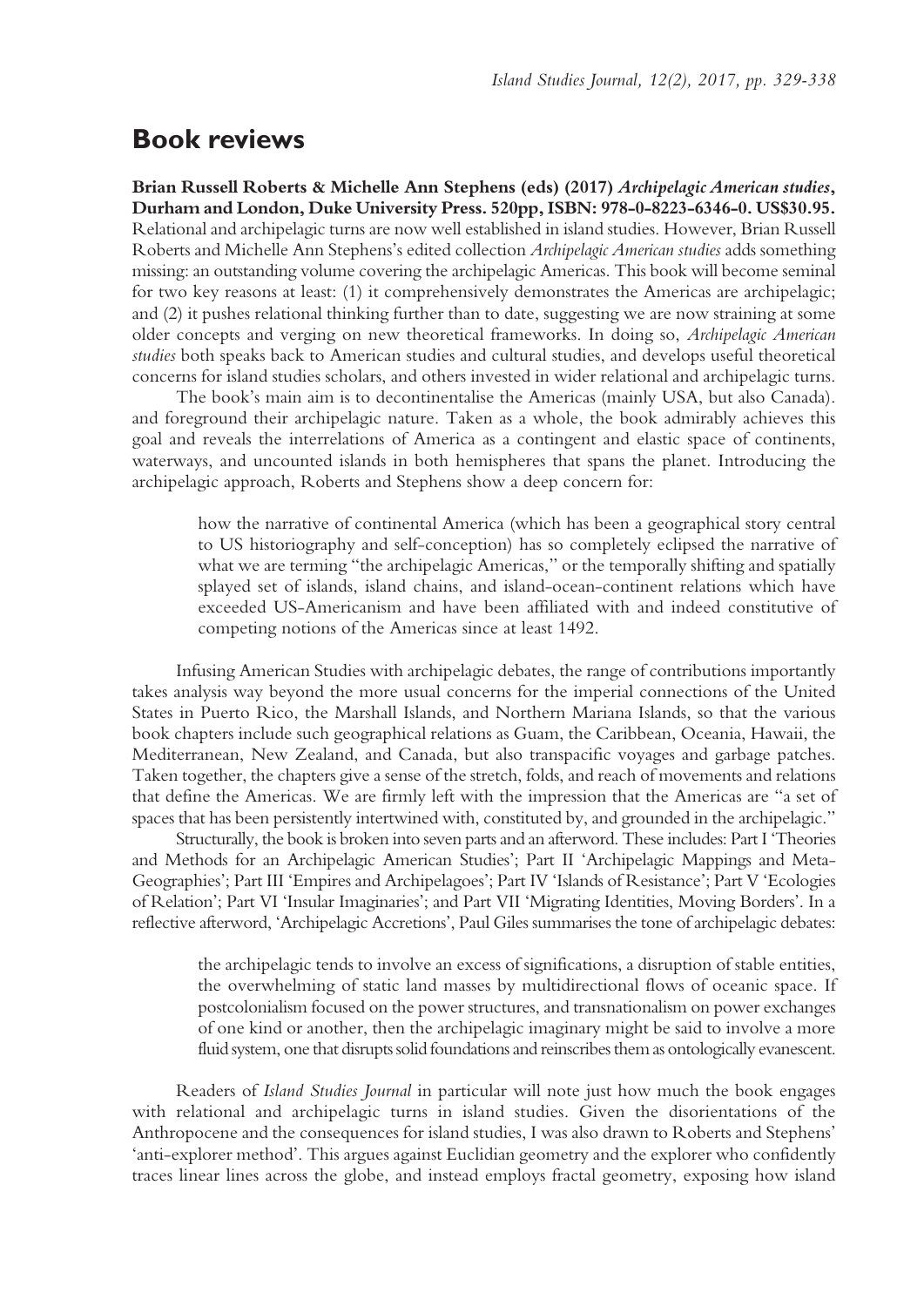# Book reviews

**Brian Russell Roberts & Michelle Ann Stephens (eds) (2017) *Archipelagic American studies*, Durham and London, Duke University Press. 520pp, ISBN: 978-0-8223-6346-0. US$30.95.** Relational and archipelagic turns are now well established in island studies. However, Brian Russell Roberts and Michelle Ann Stephens's edited collection *Archipelagic American studies* adds something missing: an outstanding volume covering the archipelagic Americas. This book will become seminal for two key reasons at least: (1) it comprehensively demonstrates the Americas are archipelagic; and (2) it pushes relational thinking further than to date, suggesting we are now straining at some older concepts and verging on new theoretical frameworks. In doing so, *Archipelagic American studies* both speaks back to American studies and cultural studies, and develops useful theoretical concerns for island studies scholars, and others invested in wider relational and archipelagic turns.

The book's main aim is to decontinentalise the Americas (mainly USA, but also Canada). and foreground their archipelagic nature. Taken as a whole, the book admirably achieves this goal and reveals the interrelations of America as a contingent and elastic space of continents, waterways, and uncounted islands in both hemispheres that spans the planet. Introducing the archipelagic approach, Roberts and Stephens show a deep concern for:

> how the narrative of continental America (which has been a geographical story central to US historiography and self-conception) has so completely eclipsed the narrative of what we are terming "the archipelagic Americas," or the temporally shifting and spatially splayed set of islands, island chains, and island-ocean-continent relations which have exceeded US-Americanism and have been affiliated with and indeed constitutive of competing notions of the Americas since at least 1492.

Infusing American Studies with archipelagic debates, the range of contributions importantly takes analysis way beyond the more usual concerns for the imperial connections of the United States in Puerto Rico, the Marshall Islands, and Northern Mariana Islands, so that the various book chapters include such geographical relations as Guam, the Caribbean, Oceania, Hawaii, the Mediterranean, New Zealand, and Canada, but also transpacific voyages and garbage patches. Taken together, the chapters give a sense of the stretch, folds, and reach of movements and relations that define the Americas. We are firmly left with the impression that the Americas are "a set of spaces that has been persistently intertwined with, constituted by, and grounded in the archipelagic."

Structurally, the book is broken into seven parts and an afterword. These includes: Part I 'Theories and Methods for an Archipelagic American Studies'; Part II 'Archipelagic Mappings and Meta-Geographies'; Part III 'Empires and Archipelagoes'; Part IV 'Islands of Resistance'; Part V 'Ecologies of Relation'; Part VI 'Insular Imaginaries'; and Part VII 'Migrating Identities, Moving Borders'. In a reflective afterword, 'Archipelagic Accretions', Paul Giles summarises the tone of archipelagic debates:

> the archipelagic tends to involve an excess of significations, a disruption of stable entities, the overwhelming of static land masses by multidirectional flows of oceanic space. If postcolonialism focused on the power structures, and transnationalism on power exchanges of one kind or another, then the archipelagic imaginary might be said to involve a more fluid system, one that disrupts solid foundations and reinscribes them as ontologically evanescent.

Readers of *Island Studies Journal* in particular will note just how much the book engages with relational and archipelagic turns in island studies. Given the disorientations of the Anthropocene and the consequences for island studies, I was also drawn to Roberts and Stephens' 'anti-explorer method'. This argues against Euclidian geometry and the explorer who confidently traces linear lines across the globe, and instead employs fractal geometry, exposing how island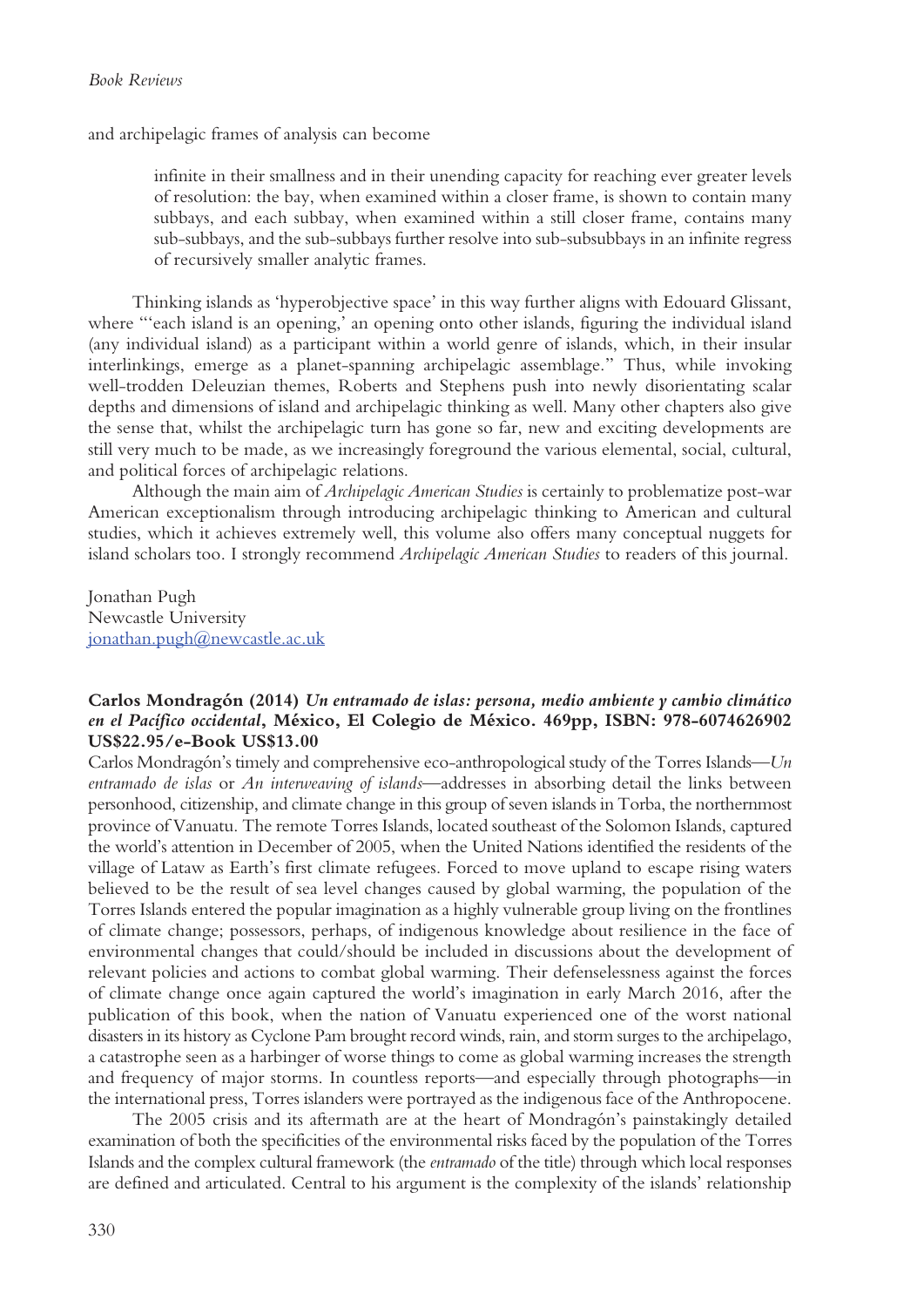and archipelagic frames of analysis can become

> infinite in their smallness and in their unending capacity for reaching ever greater levels of resolution: the bay, when examined within a closer frame, is shown to contain many subbays, and each subbay, when examined within a still closer frame, contains many sub-subbays, and the sub-subbays further resolve into sub-subsubbays in an infinite regress of recursively smaller analytic frames.

Thinking islands as 'hyperobjective space' in this way further aligns with Edouard Glissant, where "'each island is an opening,' an opening onto other islands, figuring the individual island (any individual island) as a participant within a world genre of islands, which, in their insular interlinkings, emerge as a planet-spanning archipelagic assemblage." Thus, while invoking well-trodden Deleuzian themes, Roberts and Stephens push into newly disorientating scalar depths and dimensions of island and archipelagic thinking as well. Many other chapters also give the sense that, whilst the archipelagic turn has gone so far, new and exciting developments are still very much to be made, as we increasingly foreground the various elemental, social, cultural, and political forces of archipelagic relations.

Although the main aim of *Archipelagic American Studies* is certainly to problematize post-war American exceptionalism through introducing archipelagic thinking to American and cultural studies, which it achieves extremely well, this volume also offers many conceptual nuggets for island scholars too. I strongly recommend *Archipelagic American Studies* to readers of this journal.

Jonathan Pugh
Newcastle University
jonathan.pugh@newcastle.ac.uk

**Carlos Mondragón (2014) *Un entramado de islas: persona, medio ambiente y cambio climático en el Pacífico occidental*, México, El Colegio de México. 469pp, ISBN: 978-6074626902 US$22.95/e-Book US$13.00**

Carlos Mondragón's timely and comprehensive eco-anthropological study of the Torres Islands—*Un entramado de islas* or *An interweaving of islands*—addresses in absorbing detail the links between personhood, citizenship, and climate change in this group of seven islands in Torba, the northernmost province of Vanuatu. The remote Torres Islands, located southeast of the Solomon Islands, captured the world's attention in December of 2005, when the United Nations identified the residents of the village of Lataw as Earth's first climate refugees. Forced to move upland to escape rising waters believed to be the result of sea level changes caused by global warming, the population of the Torres Islands entered the popular imagination as a highly vulnerable group living on the frontlines of climate change; possessors, perhaps, of indigenous knowledge about resilience in the face of environmental changes that could/should be included in discussions about the development of relevant policies and actions to combat global warming. Their defenselessness against the forces of climate change once again captured the world's imagination in early March 2016, after the publication of this book, when the nation of Vanuatu experienced one of the worst national disasters in its history as Cyclone Pam brought record winds, rain, and storm surges to the archipelago, a catastrophe seen as a harbinger of worse things to come as global warming increases the strength and frequency of major storms. In countless reports—and especially through photographs—in the international press, Torres islanders were portrayed as the indigenous face of the Anthropocene.

The 2005 crisis and its aftermath are at the heart of Mondragón's painstakingly detailed examination of both the specificities of the environmental risks faced by the population of the Torres Islands and the complex cultural framework (the *entramado* of the title) through which local responses are defined and articulated. Central to his argument is the complexity of the islands' relationship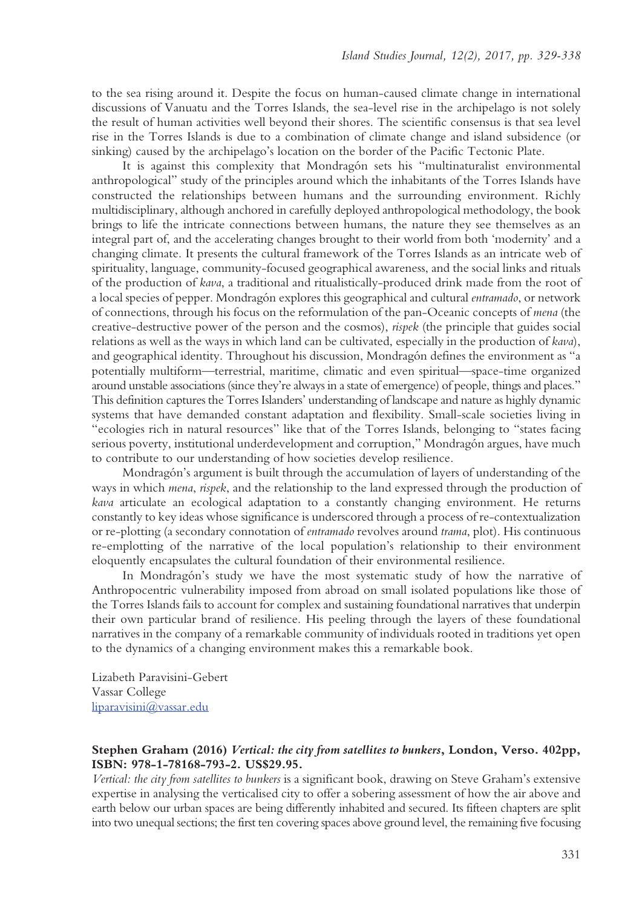to the sea rising around it. Despite the focus on human-caused climate change in international discussions of Vanuatu and the Torres Islands, the sea-level rise in the archipelago is not solely the result of human activities well beyond their shores. The scientific consensus is that sea level rise in the Torres Islands is due to a combination of climate change and island subsidence (or sinking) caused by the archipelago's location on the border of the Pacific Tectonic Plate.

It is against this complexity that Mondragón sets his "multinaturalist environmental anthropological" study of the principles around which the inhabitants of the Torres Islands have constructed the relationships between humans and the surrounding environment. Richly multidisciplinary, although anchored in carefully deployed anthropological methodology, the book brings to life the intricate connections between humans, the nature they see themselves as an integral part of, and the accelerating changes brought to their world from both 'modernity' and a changing climate. It presents the cultural framework of the Torres Islands as an intricate web of spirituality, language, community-focused geographical awareness, and the social links and rituals of the production of *kava*, a traditional and ritualistically-produced drink made from the root of a local species of pepper. Mondragón explores this geographical and cultural *entramado*, or network of connections, through his focus on the reformulation of the pan-Oceanic concepts of *mena* (the creative-destructive power of the person and the cosmos), *rispek* (the principle that guides social relations as well as the ways in which land can be cultivated, especially in the production of *kava*), and geographical identity. Throughout his discussion, Mondragón defines the environment as "a potentially multiform—terrestrial, maritime, climatic and even spiritual—space-time organized around unstable associations (since they're always in a state of emergence) of people, things and places." This definition captures the Torres Islanders' understanding of landscape and nature as highly dynamic systems that have demanded constant adaptation and flexibility. Small-scale societies living in "ecologies rich in natural resources" like that of the Torres Islands, belonging to "states facing serious poverty, institutional underdevelopment and corruption," Mondragón argues, have much to contribute to our understanding of how societies develop resilience.

Mondragón's argument is built through the accumulation of layers of understanding of the ways in which *mena*, *rispek*, and the relationship to the land expressed through the production of *kava* articulate an ecological adaptation to a constantly changing environment. He returns constantly to key ideas whose significance is underscored through a process of re-contextualization or re-plotting (a secondary connotation of *entramado* revolves around *trama*, plot). His continuous re-emplotting of the narrative of the local population's relationship to their environment eloquently encapsulates the cultural foundation of their environmental resilience.

In Mondragón's study we have the most systematic study of how the narrative of Anthropocentric vulnerability imposed from abroad on small isolated populations like those of the Torres Islands fails to account for complex and sustaining foundational narratives that underpin their own particular brand of resilience. His peeling through the layers of these foundational narratives in the company of a remarkable community of individuals rooted in traditions yet open to the dynamics of a changing environment makes this a remarkable book.

Lizabeth Paravisini-Gebert
Vassar College
liparavisini@vassar.edu

**Stephen Graham (2016) *Vertical: the city from satellites to bunkers*, London, Verso. 402pp, ISBN: 978-1-78168-793-2. US$29.95.**

*Vertical: the city from satellites to bunkers* is a significant book, drawing on Steve Graham's extensive expertise in analysing the verticalised city to offer a sobering assessment of how the air above and earth below our urban spaces are being differently inhabited and secured. Its fifteen chapters are split into two unequal sections; the first ten covering spaces above ground level, the remaining five focusing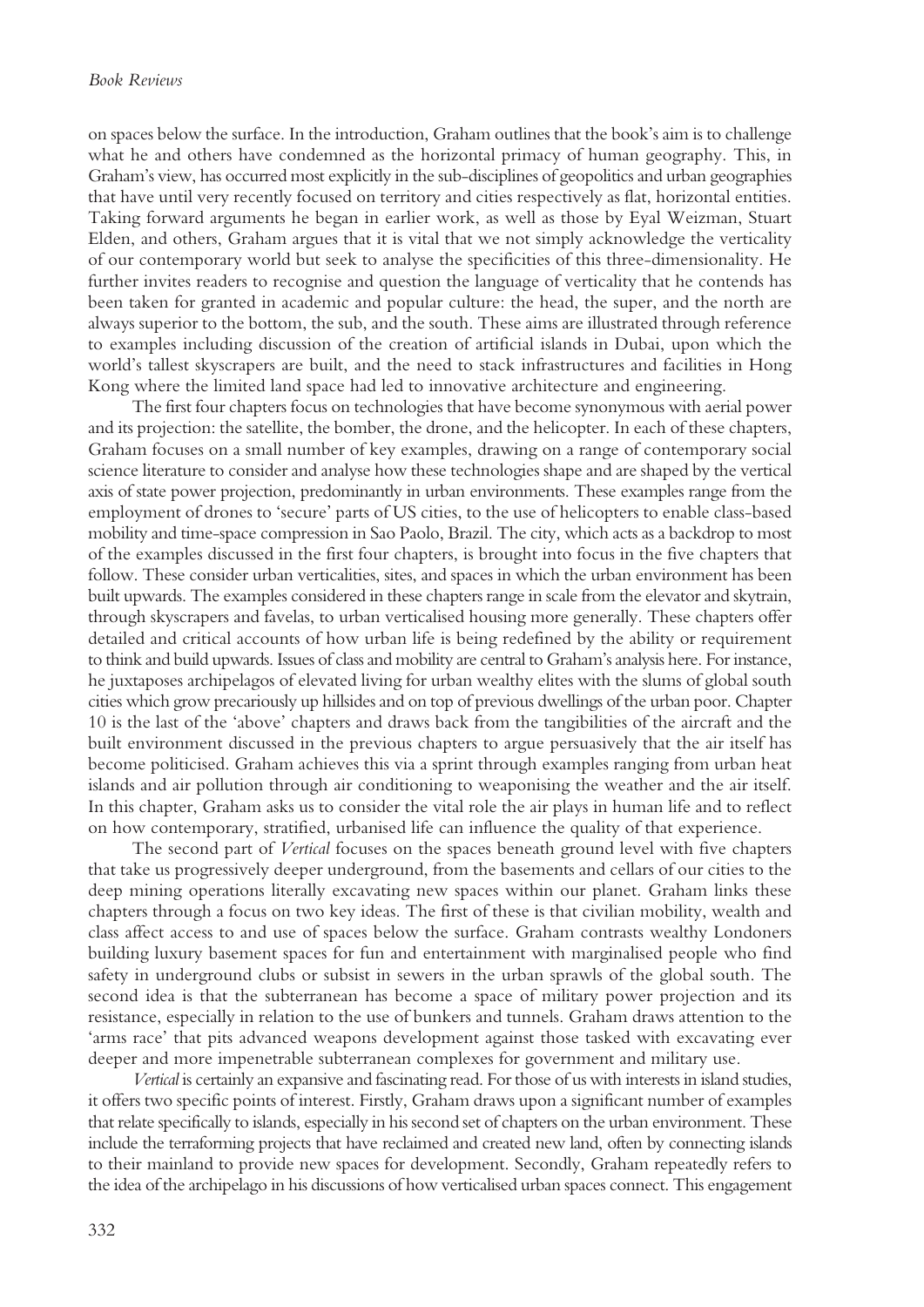on spaces below the surface. In the introduction, Graham outlines that the book's aim is to challenge what he and others have condemned as the horizontal primacy of human geography. This, in Graham's view, has occurred most explicitly in the sub-disciplines of geopolitics and urban geographies that have until very recently focused on territory and cities respectively as flat, horizontal entities. Taking forward arguments he began in earlier work, as well as those by Eyal Weizman, Stuart Elden, and others, Graham argues that it is vital that we not simply acknowledge the verticality of our contemporary world but seek to analyse the specificities of this three-dimensionality. He further invites readers to recognise and question the language of verticality that he contends has been taken for granted in academic and popular culture: the head, the super, and the north are always superior to the bottom, the sub, and the south. These aims are illustrated through reference to examples including discussion of the creation of artificial islands in Dubai, upon which the world's tallest skyscrapers are built, and the need to stack infrastructures and facilities in Hong Kong where the limited land space had led to innovative architecture and engineering.

The first four chapters focus on technologies that have become synonymous with aerial power and its projection: the satellite, the bomber, the drone, and the helicopter. In each of these chapters, Graham focuses on a small number of key examples, drawing on a range of contemporary social science literature to consider and analyse how these technologies shape and are shaped by the vertical axis of state power projection, predominantly in urban environments. These examples range from the employment of drones to 'secure' parts of US cities, to the use of helicopters to enable class-based mobility and time-space compression in Sao Paolo, Brazil. The city, which acts as a backdrop to most of the examples discussed in the first four chapters, is brought into focus in the five chapters that follow. These consider urban verticalities, sites, and spaces in which the urban environment has been built upwards. The examples considered in these chapters range in scale from the elevator and skytrain, through skyscrapers and favelas, to urban verticalised housing more generally. These chapters offer detailed and critical accounts of how urban life is being redefined by the ability or requirement to think and build upwards. Issues of class and mobility are central to Graham's analysis here. For instance, he juxtaposes archipelagos of elevated living for urban wealthy elites with the slums of global south cities which grow precariously up hillsides and on top of previous dwellings of the urban poor. Chapter 10 is the last of the 'above' chapters and draws back from the tangibilities of the aircraft and the built environment discussed in the previous chapters to argue persuasively that the air itself has become politicised. Graham achieves this via a sprint through examples ranging from urban heat islands and air pollution through air conditioning to weaponising the weather and the air itself. In this chapter, Graham asks us to consider the vital role the air plays in human life and to reflect on how contemporary, stratified, urbanised life can influence the quality of that experience.

The second part of *Vertical* focuses on the spaces beneath ground level with five chapters that take us progressively deeper underground, from the basements and cellars of our cities to the deep mining operations literally excavating new spaces within our planet. Graham links these chapters through a focus on two key ideas. The first of these is that civilian mobility, wealth and class affect access to and use of spaces below the surface. Graham contrasts wealthy Londoners building luxury basement spaces for fun and entertainment with marginalised people who find safety in underground clubs or subsist in sewers in the urban sprawls of the global south. The second idea is that the subterranean has become a space of military power projection and its resistance, especially in relation to the use of bunkers and tunnels. Graham draws attention to the 'arms race' that pits advanced weapons development against those tasked with excavating ever deeper and more impenetrable subterranean complexes for government and military use.

*Vertical* is certainly an expansive and fascinating read. For those of us with interests in island studies, it offers two specific points of interest. Firstly, Graham draws upon a significant number of examples that relate specifically to islands, especially in his second set of chapters on the urban environment. These include the terraforming projects that have reclaimed and created new land, often by connecting islands to their mainland to provide new spaces for development. Secondly, Graham repeatedly refers to the idea of the archipelago in his discussions of how verticalised urban spaces connect. This engagement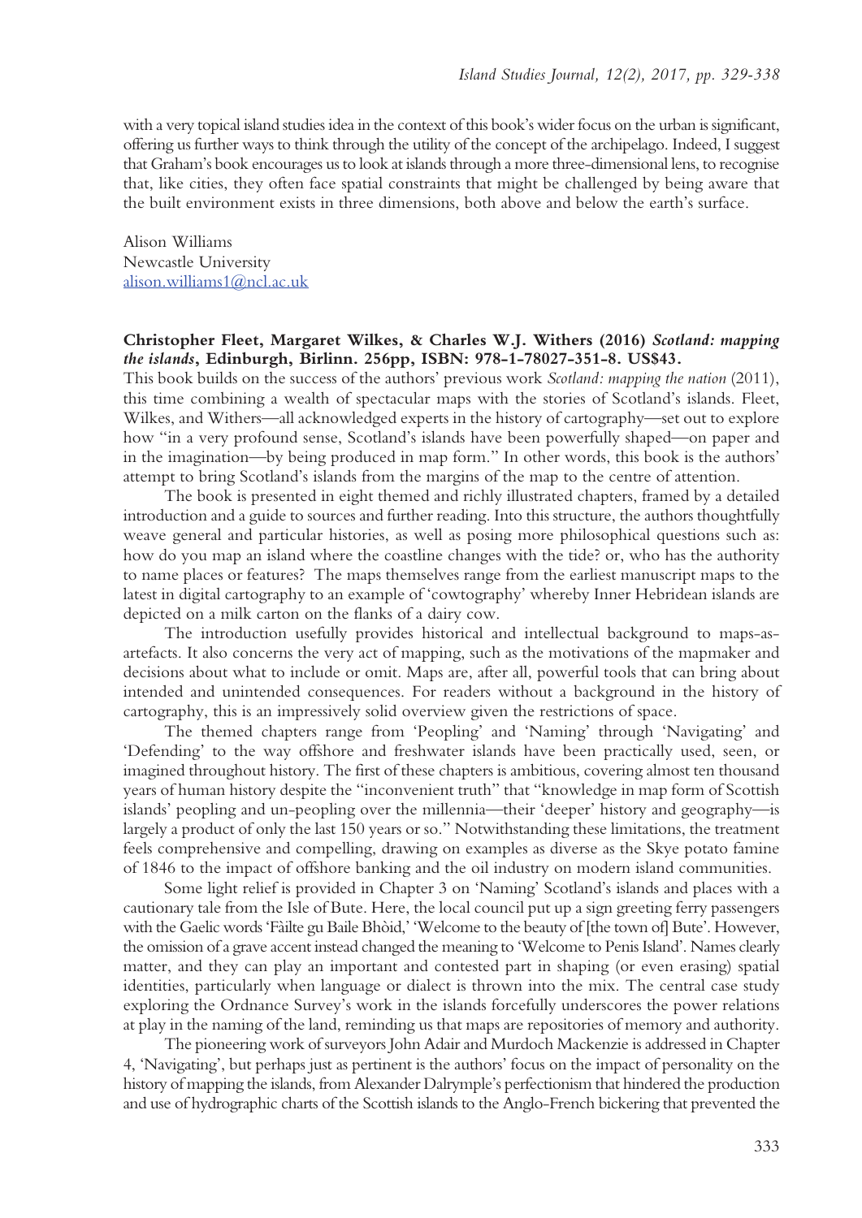with a very topical island studies idea in the context of this book's wider focus on the urban is significant, offering us further ways to think through the utility of the concept of the archipelago. Indeed, I suggest that Graham's book encourages us to look at islands through a more three-dimensional lens, to recognise that, like cities, they often face spatial constraints that might be challenged by being aware that the built environment exists in three dimensions, both above and below the earth's surface.

Alison Williams
Newcastle University
alison.williams1@ncl.ac.uk

**Christopher Fleet, Margaret Wilkes, & Charles W.J. Withers (2016)** ***Scotland: mapping the islands*****, Edinburgh, Birlinn. 256pp, ISBN: 978-1-78027-351-8. US$43.**

This book builds on the success of the authors' previous work *Scotland: mapping the nation* (2011), this time combining a wealth of spectacular maps with the stories of Scotland's islands. Fleet, Wilkes, and Withers—all acknowledged experts in the history of cartography—set out to explore how "in a very profound sense, Scotland's islands have been powerfully shaped—on paper and in the imagination—by being produced in map form." In other words, this book is the authors' attempt to bring Scotland's islands from the margins of the map to the centre of attention.

The book is presented in eight themed and richly illustrated chapters, framed by a detailed introduction and a guide to sources and further reading. Into this structure, the authors thoughtfully weave general and particular histories, as well as posing more philosophical questions such as: how do you map an island where the coastline changes with the tide? or, who has the authority to name places or features? The maps themselves range from the earliest manuscript maps to the latest in digital cartography to an example of 'cowtography' whereby Inner Hebridean islands are depicted on a milk carton on the flanks of a dairy cow.

The introduction usefully provides historical and intellectual background to maps-as-artefacts. It also concerns the very act of mapping, such as the motivations of the mapmaker and decisions about what to include or omit. Maps are, after all, powerful tools that can bring about intended and unintended consequences. For readers without a background in the history of cartography, this is an impressively solid overview given the restrictions of space.

The themed chapters range from 'Peopling' and 'Naming' through 'Navigating' and 'Defending' to the way offshore and freshwater islands have been practically used, seen, or imagined throughout history. The first of these chapters is ambitious, covering almost ten thousand years of human history despite the "inconvenient truth" that "knowledge in map form of Scottish islands' peopling and un-peopling over the millennia—their 'deeper' history and geography—is largely a product of only the last 150 years or so." Notwithstanding these limitations, the treatment feels comprehensive and compelling, drawing on examples as diverse as the Skye potato famine of 1846 to the impact of offshore banking and the oil industry on modern island communities.

Some light relief is provided in Chapter 3 on 'Naming' Scotland's islands and places with a cautionary tale from the Isle of Bute. Here, the local council put up a sign greeting ferry passengers with the Gaelic words 'Fàilte gu Baile Bhòid,' 'Welcome to the beauty of [the town of] Bute'. However, the omission of a grave accent instead changed the meaning to 'Welcome to Penis Island'. Names clearly matter, and they can play an important and contested part in shaping (or even erasing) spatial identities, particularly when language or dialect is thrown into the mix. The central case study exploring the Ordnance Survey's work in the islands forcefully underscores the power relations at play in the naming of the land, reminding us that maps are repositories of memory and authority.

The pioneering work of surveyors John Adair and Murdoch Mackenzie is addressed in Chapter 4, 'Navigating', but perhaps just as pertinent is the authors' focus on the impact of personality on the history of mapping the islands, from Alexander Dalrymple's perfectionism that hindered the production and use of hydrographic charts of the Scottish islands to the Anglo-French bickering that prevented the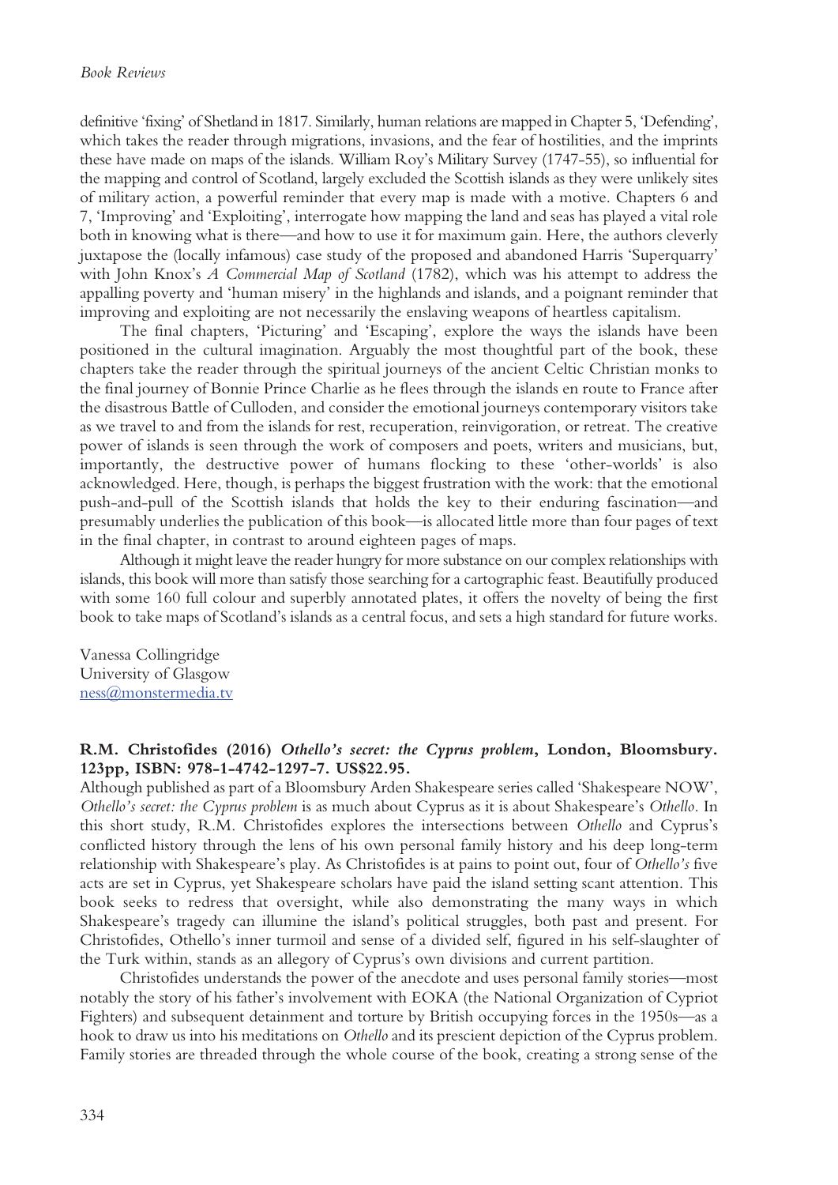definitive 'fixing' of Shetland in 1817. Similarly, human relations are mapped in Chapter 5, 'Defending', which takes the reader through migrations, invasions, and the fear of hostilities, and the imprints these have made on maps of the islands. William Roy's Military Survey (1747-55), so influential for the mapping and control of Scotland, largely excluded the Scottish islands as they were unlikely sites of military action, a powerful reminder that every map is made with a motive. Chapters 6 and 7, 'Improving' and 'Exploiting', interrogate how mapping the land and seas has played a vital role both in knowing what is there—and how to use it for maximum gain. Here, the authors cleverly juxtapose the (locally infamous) case study of the proposed and abandoned Harris 'Superquarry' with John Knox's *A Commercial Map of Scotland* (1782), which was his attempt to address the appalling poverty and 'human misery' in the highlands and islands, and a poignant reminder that improving and exploiting are not necessarily the enslaving weapons of heartless capitalism.

The final chapters, 'Picturing' and 'Escaping', explore the ways the islands have been positioned in the cultural imagination. Arguably the most thoughtful part of the book, these chapters take the reader through the spiritual journeys of the ancient Celtic Christian monks to the final journey of Bonnie Prince Charlie as he flees through the islands en route to France after the disastrous Battle of Culloden, and consider the emotional journeys contemporary visitors take as we travel to and from the islands for rest, recuperation, reinvigoration, or retreat. The creative power of islands is seen through the work of composers and poets, writers and musicians, but, importantly, the destructive power of humans flocking to these 'other-worlds' is also acknowledged. Here, though, is perhaps the biggest frustration with the work: that the emotional push-and-pull of the Scottish islands that holds the key to their enduring fascination—and presumably underlies the publication of this book—is allocated little more than four pages of text in the final chapter, in contrast to around eighteen pages of maps.

Although it might leave the reader hungry for more substance on our complex relationships with islands, this book will more than satisfy those searching for a cartographic feast. Beautifully produced with some 160 full colour and superbly annotated plates, it offers the novelty of being the first book to take maps of Scotland's islands as a central focus, and sets a high standard for future works.

Vanessa Collingridge
University of Glasgow
ness@monstermedia.tv

**R.M. Christofides (2016) *Othello's secret: the Cyprus problem*, London, Bloomsbury. 123pp, ISBN: 978-1-4742-1297-7. US$22.95.**

Although published as part of a Bloomsbury Arden Shakespeare series called 'Shakespeare NOW', *Othello's secret: the Cyprus problem* is as much about Cyprus as it is about Shakespeare's *Othello*. In this short study, R.M. Christofides explores the intersections between *Othello* and Cyprus's conflicted history through the lens of his own personal family history and his deep long-term relationship with Shakespeare's play. As Christofides is at pains to point out, four of *Othello's* five acts are set in Cyprus, yet Shakespeare scholars have paid the island setting scant attention. This book seeks to redress that oversight, while also demonstrating the many ways in which Shakespeare's tragedy can illumine the island's political struggles, both past and present. For Christofides, Othello's inner turmoil and sense of a divided self, figured in his self-slaughter of the Turk within, stands as an allegory of Cyprus's own divisions and current partition.

Christofides understands the power of the anecdote and uses personal family stories—most notably the story of his father's involvement with EOKA (the National Organization of Cypriot Fighters) and subsequent detainment and torture by British occupying forces in the 1950s—as a hook to draw us into his meditations on *Othello* and its prescient depiction of the Cyprus problem. Family stories are threaded through the whole course of the book, creating a strong sense of the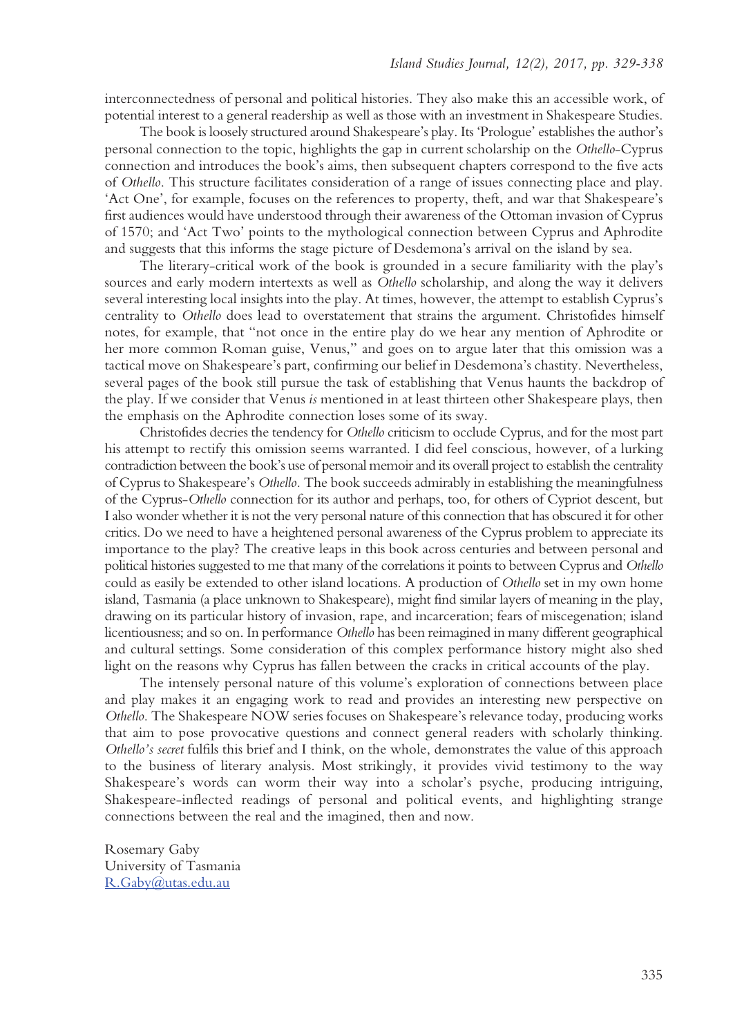interconnectedness of personal and political histories. They also make this an accessible work, of potential interest to a general readership as well as those with an investment in Shakespeare Studies.

The book is loosely structured around Shakespeare's play. Its 'Prologue' establishes the author's personal connection to the topic, highlights the gap in current scholarship on the *Othello*-Cyprus connection and introduces the book's aims, then subsequent chapters correspond to the five acts of *Othello*. This structure facilitates consideration of a range of issues connecting place and play. 'Act One', for example, focuses on the references to property, theft, and war that Shakespeare's first audiences would have understood through their awareness of the Ottoman invasion of Cyprus of 1570; and 'Act Two' points to the mythological connection between Cyprus and Aphrodite and suggests that this informs the stage picture of Desdemona's arrival on the island by sea.

The literary-critical work of the book is grounded in a secure familiarity with the play's sources and early modern intertexts as well as *Othello* scholarship, and along the way it delivers several interesting local insights into the play. At times, however, the attempt to establish Cyprus's centrality to *Othello* does lead to overstatement that strains the argument. Christofides himself notes, for example, that "not once in the entire play do we hear any mention of Aphrodite or her more common Roman guise, Venus," and goes on to argue later that this omission was a tactical move on Shakespeare's part, confirming our belief in Desdemona's chastity. Nevertheless, several pages of the book still pursue the task of establishing that Venus haunts the backdrop of the play. If we consider that Venus *is* mentioned in at least thirteen other Shakespeare plays, then the emphasis on the Aphrodite connection loses some of its sway.

Christofides decries the tendency for *Othello* criticism to occlude Cyprus, and for the most part his attempt to rectify this omission seems warranted. I did feel conscious, however, of a lurking contradiction between the book's use of personal memoir and its overall project to establish the centrality of Cyprus to Shakespeare's *Othello*. The book succeeds admirably in establishing the meaningfulness of the Cyprus-*Othello* connection for its author and perhaps, too, for others of Cypriot descent, but I also wonder whether it is not the very personal nature of this connection that has obscured it for other critics. Do we need to have a heightened personal awareness of the Cyprus problem to appreciate its importance to the play? The creative leaps in this book across centuries and between personal and political histories suggested to me that many of the correlations it points to between Cyprus and *Othello* could as easily be extended to other island locations. A production of *Othello* set in my own home island, Tasmania (a place unknown to Shakespeare), might find similar layers of meaning in the play, drawing on its particular history of invasion, rape, and incarceration; fears of miscegenation; island licentiousness; and so on. In performance *Othello* has been reimagined in many different geographical and cultural settings. Some consideration of this complex performance history might also shed light on the reasons why Cyprus has fallen between the cracks in critical accounts of the play.

The intensely personal nature of this volume's exploration of connections between place and play makes it an engaging work to read and provides an interesting new perspective on *Othello*. The Shakespeare NOW series focuses on Shakespeare's relevance today, producing works that aim to pose provocative questions and connect general readers with scholarly thinking. *Othello's secret* fulfils this brief and I think, on the whole, demonstrates the value of this approach to the business of literary analysis. Most strikingly, it provides vivid testimony to the way Shakespeare's words can worm their way into a scholar's psyche, producing intriguing, Shakespeare-inflected readings of personal and political events, and highlighting strange connections between the real and the imagined, then and now.

Rosemary Gaby
University of Tasmania
R.Gaby@utas.edu.au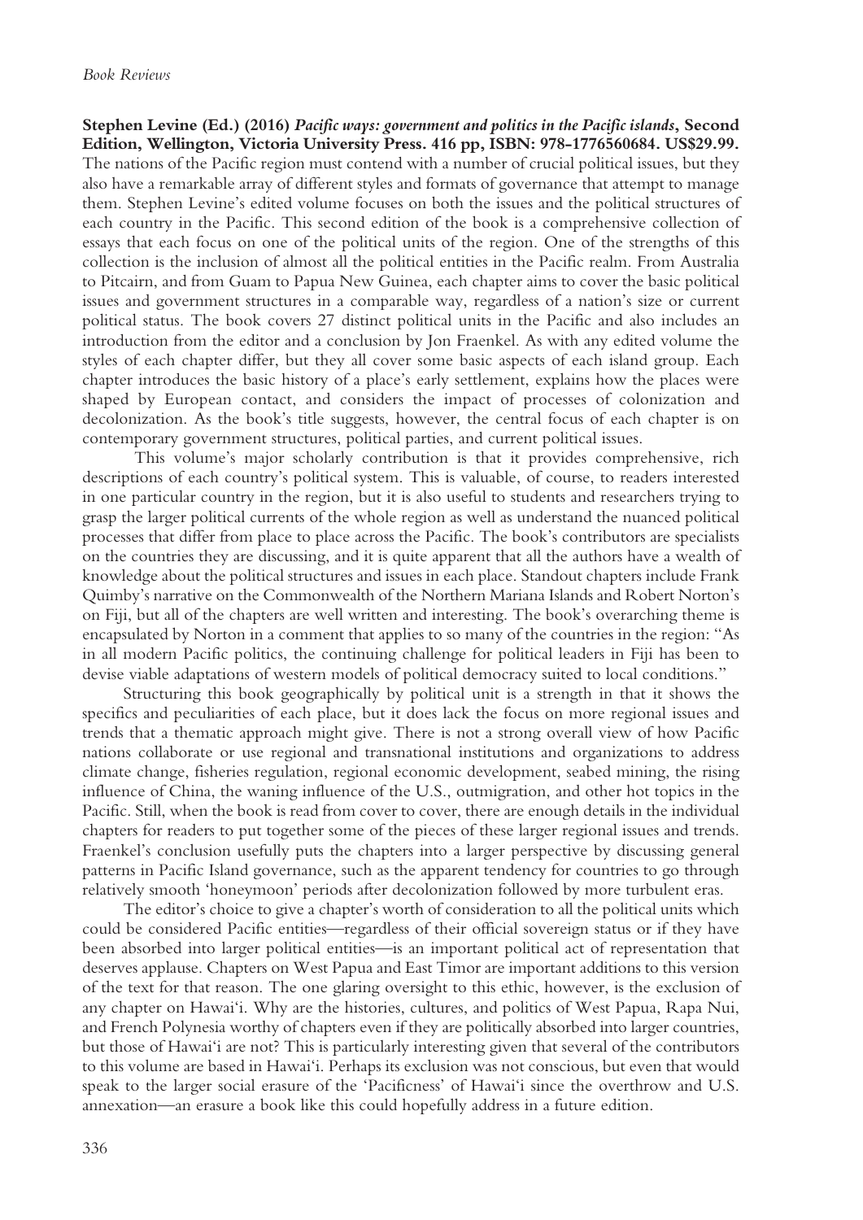**Stephen Levine (Ed.) (2016) *Pacific ways: government and politics in the Pacific islands*, Second Edition, Wellington, Victoria University Press. 416 pp, ISBN: 978-1776560684. US$29.99.**

The nations of the Pacific region must contend with a number of crucial political issues, but they also have a remarkable array of different styles and formats of governance that attempt to manage them. Stephen Levine's edited volume focuses on both the issues and the political structures of each country in the Pacific. This second edition of the book is a comprehensive collection of essays that each focus on one of the political units of the region. One of the strengths of this collection is the inclusion of almost all the political entities in the Pacific realm. From Australia to Pitcairn, and from Guam to Papua New Guinea, each chapter aims to cover the basic political issues and government structures in a comparable way, regardless of a nation's size or current political status. The book covers 27 distinct political units in the Pacific and also includes an introduction from the editor and a conclusion by Jon Fraenkel. As with any edited volume the styles of each chapter differ, but they all cover some basic aspects of each island group. Each chapter introduces the basic history of a place's early settlement, explains how the places were shaped by European contact, and considers the impact of processes of colonization and decolonization. As the book's title suggests, however, the central focus of each chapter is on contemporary government structures, political parties, and current political issues.

This volume's major scholarly contribution is that it provides comprehensive, rich descriptions of each country's political system. This is valuable, of course, to readers interested in one particular country in the region, but it is also useful to students and researchers trying to grasp the larger political currents of the whole region as well as understand the nuanced political processes that differ from place to place across the Pacific. The book's contributors are specialists on the countries they are discussing, and it is quite apparent that all the authors have a wealth of knowledge about the political structures and issues in each place. Standout chapters include Frank Quimby's narrative on the Commonwealth of the Northern Mariana Islands and Robert Norton's on Fiji, but all of the chapters are well written and interesting. The book's overarching theme is encapsulated by Norton in a comment that applies to so many of the countries in the region: "As in all modern Pacific politics, the continuing challenge for political leaders in Fiji has been to devise viable adaptations of western models of political democracy suited to local conditions."

Structuring this book geographically by political unit is a strength in that it shows the specifics and peculiarities of each place, but it does lack the focus on more regional issues and trends that a thematic approach might give. There is not a strong overall view of how Pacific nations collaborate or use regional and transnational institutions and organizations to address climate change, fisheries regulation, regional economic development, seabed mining, the rising influence of China, the waning influence of the U.S., outmigration, and other hot topics in the Pacific. Still, when the book is read from cover to cover, there are enough details in the individual chapters for readers to put together some of the pieces of these larger regional issues and trends. Fraenkel's conclusion usefully puts the chapters into a larger perspective by discussing general patterns in Pacific Island governance, such as the apparent tendency for countries to go through relatively smooth 'honeymoon' periods after decolonization followed by more turbulent eras.

The editor's choice to give a chapter's worth of consideration to all the political units which could be considered Pacific entities—regardless of their official sovereign status or if they have been absorbed into larger political entities—is an important political act of representation that deserves applause. Chapters on West Papua and East Timor are important additions to this version of the text for that reason. The one glaring oversight to this ethic, however, is the exclusion of any chapter on Hawai'i. Why are the histories, cultures, and politics of West Papua, Rapa Nui, and French Polynesia worthy of chapters even if they are politically absorbed into larger countries, but those of Hawai'i are not? This is particularly interesting given that several of the contributors to this volume are based in Hawai'i. Perhaps its exclusion was not conscious, but even that would speak to the larger social erasure of the 'Pacificness' of Hawai'i since the overthrow and U.S. annexation—an erasure a book like this could hopefully address in a future edition.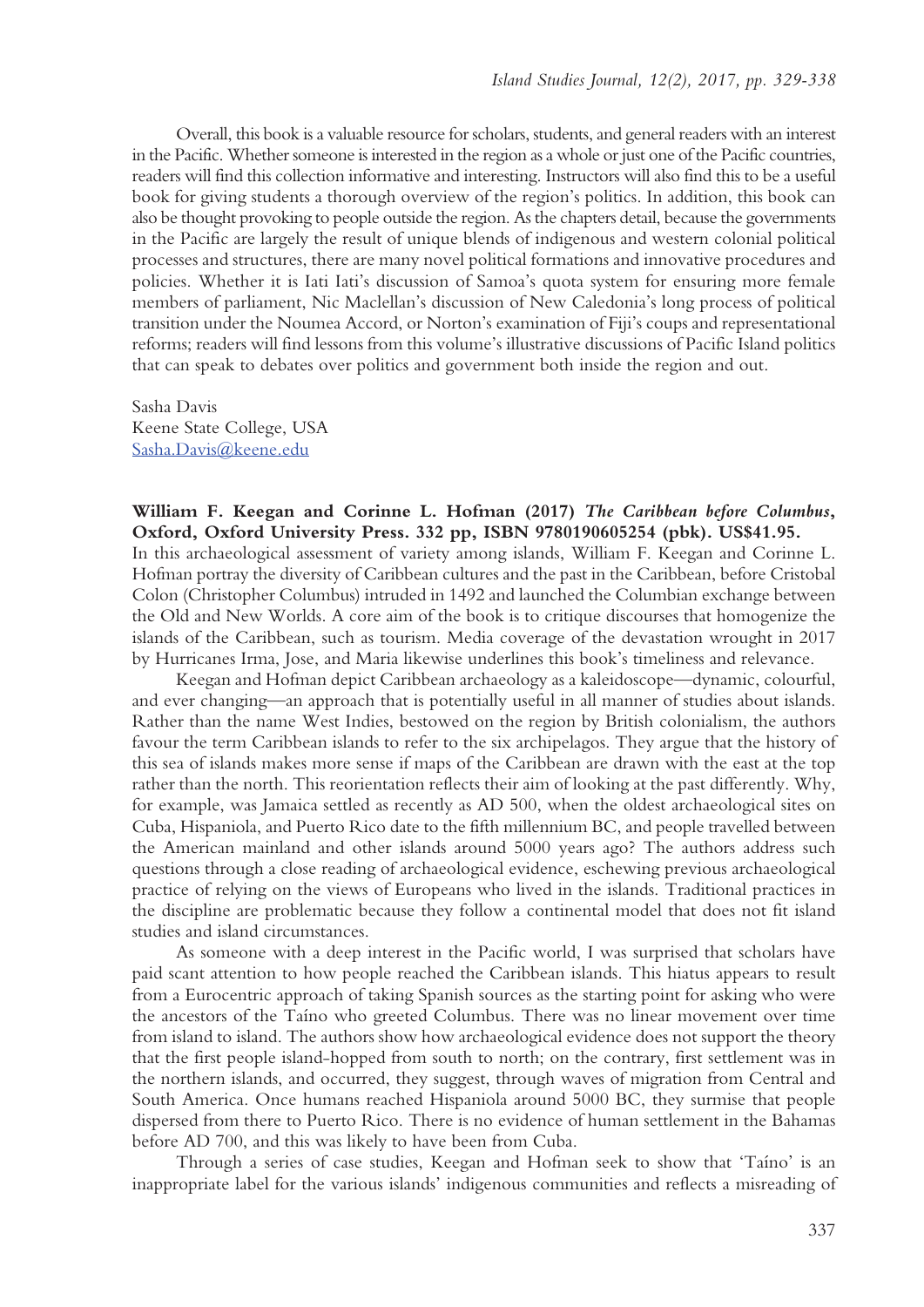Overall, this book is a valuable resource for scholars, students, and general readers with an interest in the Pacific. Whether someone is interested in the region as a whole or just one of the Pacific countries, readers will find this collection informative and interesting. Instructors will also find this to be a useful book for giving students a thorough overview of the region's politics. In addition, this book can also be thought provoking to people outside the region. As the chapters detail, because the governments in the Pacific are largely the result of unique blends of indigenous and western colonial political processes and structures, there are many novel political formations and innovative procedures and policies. Whether it is Iati Iati's discussion of Samoa's quota system for ensuring more female members of parliament, Nic Maclellan's discussion of New Caledonia's long process of political transition under the Noumea Accord, or Norton's examination of Fiji's coups and representational reforms; readers will find lessons from this volume's illustrative discussions of Pacific Island politics that can speak to debates over politics and government both inside the region and out.

Sasha Davis
Keene State College, USA
Sasha.Davis@keene.edu

**William F. Keegan and Corinne L. Hofman (2017) *The Caribbean before Columbus*, Oxford, Oxford University Press. 332 pp, ISBN 9780190605254 (pbk). US$41.95.**

In this archaeological assessment of variety among islands, William F. Keegan and Corinne L. Hofman portray the diversity of Caribbean cultures and the past in the Caribbean, before Cristobal Colon (Christopher Columbus) intruded in 1492 and launched the Columbian exchange between the Old and New Worlds. A core aim of the book is to critique discourses that homogenize the islands of the Caribbean, such as tourism. Media coverage of the devastation wrought in 2017 by Hurricanes Irma, Jose, and Maria likewise underlines this book's timeliness and relevance.

Keegan and Hofman depict Caribbean archaeology as a kaleidoscope—dynamic, colourful, and ever changing—an approach that is potentially useful in all manner of studies about islands. Rather than the name West Indies, bestowed on the region by British colonialism, the authors favour the term Caribbean islands to refer to the six archipelagos. They argue that the history of this sea of islands makes more sense if maps of the Caribbean are drawn with the east at the top rather than the north. This reorientation reflects their aim of looking at the past differently. Why, for example, was Jamaica settled as recently as AD 500, when the oldest archaeological sites on Cuba, Hispaniola, and Puerto Rico date to the fifth millennium BC, and people travelled between the American mainland and other islands around 5000 years ago? The authors address such questions through a close reading of archaeological evidence, eschewing previous archaeological practice of relying on the views of Europeans who lived in the islands. Traditional practices in the discipline are problematic because they follow a continental model that does not fit island studies and island circumstances.

As someone with a deep interest in the Pacific world, I was surprised that scholars have paid scant attention to how people reached the Caribbean islands. This hiatus appears to result from a Eurocentric approach of taking Spanish sources as the starting point for asking who were the ancestors of the Taíno who greeted Columbus. There was no linear movement over time from island to island. The authors show how archaeological evidence does not support the theory that the first people island-hopped from south to north; on the contrary, first settlement was in the northern islands, and occurred, they suggest, through waves of migration from Central and South America. Once humans reached Hispaniola around 5000 BC, they surmise that people dispersed from there to Puerto Rico. There is no evidence of human settlement in the Bahamas before AD 700, and this was likely to have been from Cuba.

Through a series of case studies, Keegan and Hofman seek to show that 'Taíno' is an inappropriate label for the various islands' indigenous communities and reflects a misreading of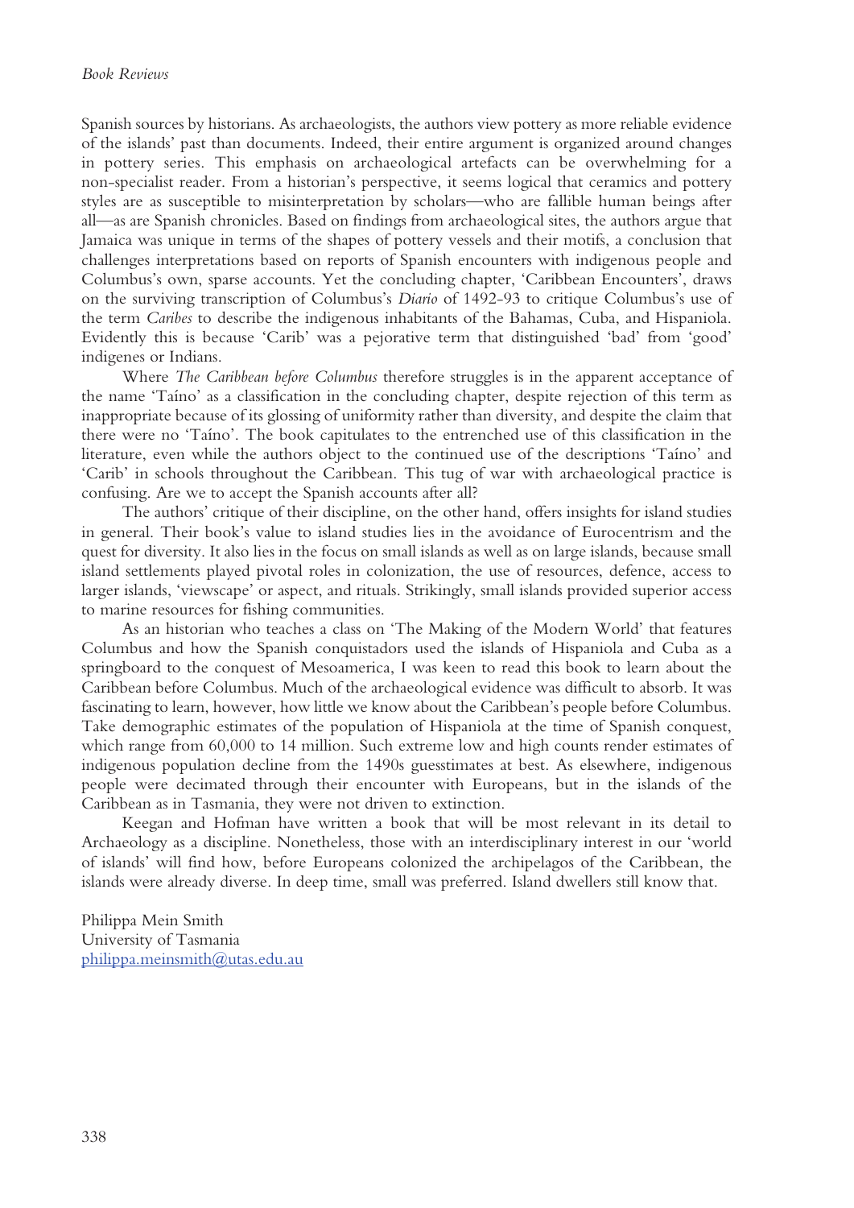Spanish sources by historians. As archaeologists, the authors view pottery as more reliable evidence of the islands' past than documents. Indeed, their entire argument is organized around changes in pottery series. This emphasis on archaeological artefacts can be overwhelming for a non-specialist reader. From a historian's perspective, it seems logical that ceramics and pottery styles are as susceptible to misinterpretation by scholars—who are fallible human beings after all—as are Spanish chronicles. Based on findings from archaeological sites, the authors argue that Jamaica was unique in terms of the shapes of pottery vessels and their motifs, a conclusion that challenges interpretations based on reports of Spanish encounters with indigenous people and Columbus's own, sparse accounts. Yet the concluding chapter, 'Caribbean Encounters', draws on the surviving transcription of Columbus's *Diario* of 1492-93 to critique Columbus's use of the term *Caribes* to describe the indigenous inhabitants of the Bahamas, Cuba, and Hispaniola. Evidently this is because 'Carib' was a pejorative term that distinguished 'bad' from 'good' indigenes or Indians.

Where *The Caribbean before Columbus* therefore struggles is in the apparent acceptance of the name 'Taíno' as a classification in the concluding chapter, despite rejection of this term as inappropriate because of its glossing of uniformity rather than diversity, and despite the claim that there were no 'Taíno'. The book capitulates to the entrenched use of this classification in the literature, even while the authors object to the continued use of the descriptions 'Taíno' and 'Carib' in schools throughout the Caribbean. This tug of war with archaeological practice is confusing. Are we to accept the Spanish accounts after all?

The authors' critique of their discipline, on the other hand, offers insights for island studies in general. Their book's value to island studies lies in the avoidance of Eurocentrism and the quest for diversity. It also lies in the focus on small islands as well as on large islands, because small island settlements played pivotal roles in colonization, the use of resources, defence, access to larger islands, 'viewscape' or aspect, and rituals. Strikingly, small islands provided superior access to marine resources for fishing communities.

As an historian who teaches a class on 'The Making of the Modern World' that features Columbus and how the Spanish conquistadors used the islands of Hispaniola and Cuba as a springboard to the conquest of Mesoamerica, I was keen to read this book to learn about the Caribbean before Columbus. Much of the archaeological evidence was difficult to absorb. It was fascinating to learn, however, how little we know about the Caribbean's people before Columbus. Take demographic estimates of the population of Hispaniola at the time of Spanish conquest, which range from 60,000 to 14 million. Such extreme low and high counts render estimates of indigenous population decline from the 1490s guesstimates at best. As elsewhere, indigenous people were decimated through their encounter with Europeans, but in the islands of the Caribbean as in Tasmania, they were not driven to extinction.

Keegan and Hofman have written a book that will be most relevant in its detail to Archaeology as a discipline. Nonetheless, those with an interdisciplinary interest in our 'world of islands' will find how, before Europeans colonized the archipelagos of the Caribbean, the islands were already diverse. In deep time, small was preferred. Island dwellers still know that.

Philippa Mein Smith
University of Tasmania
philippa.meinsmith@utas.edu.au